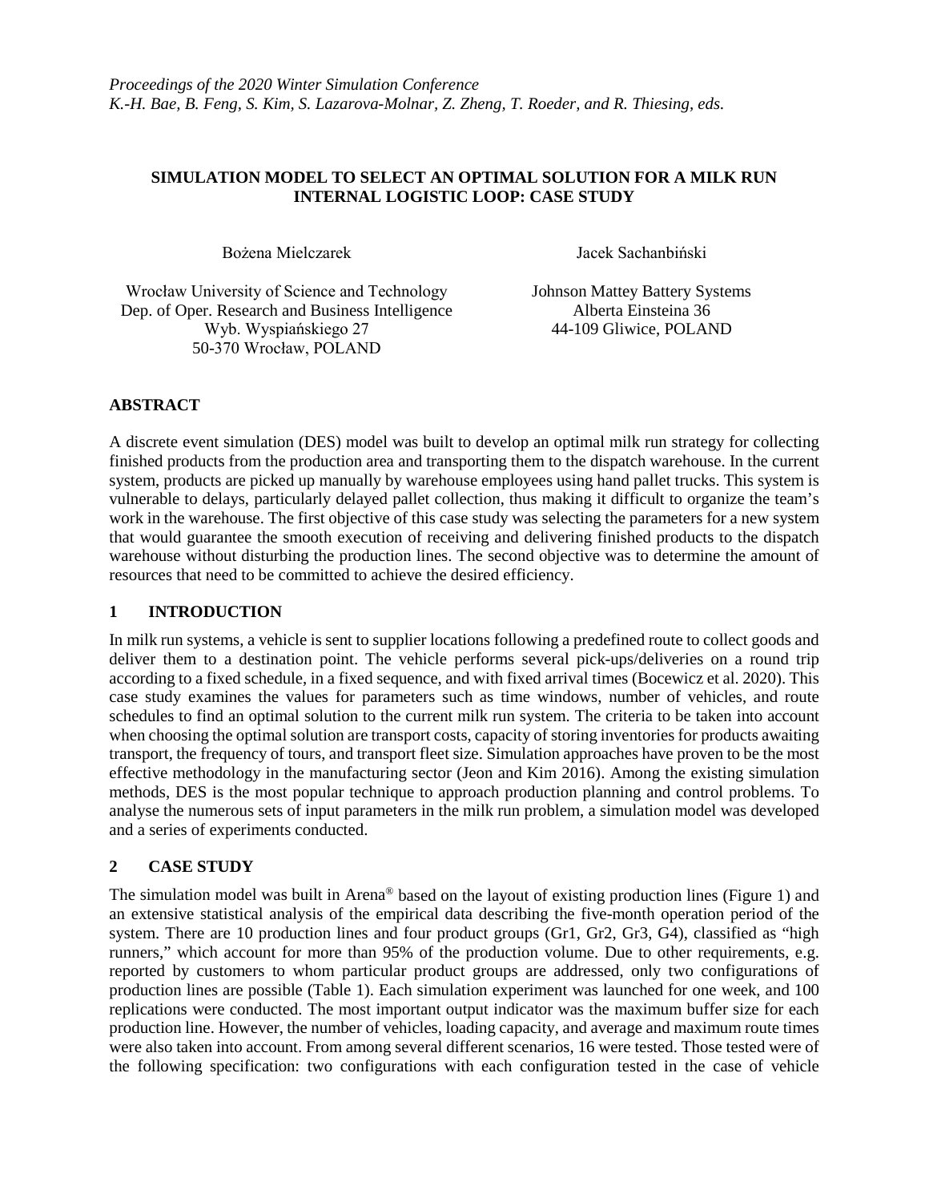*Proceedings of the 2020 Winter Simulation Conference*
*K.-H. Bae, B. Feng, S. Kim, S. Lazarova-Molnar, Z. Zheng, T. Roeder, and R. Thiesing, eds.*

# SIMULATION MODEL TO SELECT AN OPTIMAL SOLUTION FOR A MILK RUN INTERNAL LOGISTIC LOOP: CASE STUDY

Bożena Mielczarek

Wrocław University of Science and Technology
Dep. of Oper. Research and Business Intelligence
Wyb. Wyspiańskiego 27
50-370 Wrocław, POLAND

Jacek Sachanbiński

Johnson Mattey Battery Systems
Alberta Einsteina 36
44-109 Gliwice, POLAND

## ABSTRACT

A discrete event simulation (DES) model was built to develop an optimal milk run strategy for collecting finished products from the production area and transporting them to the dispatch warehouse. In the current system, products are picked up manually by warehouse employees using hand pallet trucks. This system is vulnerable to delays, particularly delayed pallet collection, thus making it difficult to organize the team's work in the warehouse. The first objective of this case study was selecting the parameters for a new system that would guarantee the smooth execution of receiving and delivering finished products to the dispatch warehouse without disturbing the production lines. The second objective was to determine the amount of resources that need to be committed to achieve the desired efficiency.

## 1 INTRODUCTION

In milk run systems, a vehicle is sent to supplier locations following a predefined route to collect goods and deliver them to a destination point. The vehicle performs several pick-ups/deliveries on a round trip according to a fixed schedule, in a fixed sequence, and with fixed arrival times (Bocewicz et al. 2020). This case study examines the values for parameters such as time windows, number of vehicles, and route schedules to find an optimal solution to the current milk run system. The criteria to be taken into account when choosing the optimal solution are transport costs, capacity of storing inventories for products awaiting transport, the frequency of tours, and transport fleet size. Simulation approaches have proven to be the most effective methodology in the manufacturing sector (Jeon and Kim 2016). Among the existing simulation methods, DES is the most popular technique to approach production planning and control problems. To analyse the numerous sets of input parameters in the milk run problem, a simulation model was developed and a series of experiments conducted.

## 2 CASE STUDY

The simulation model was built in Arena® based on the layout of existing production lines (Figure 1) and an extensive statistical analysis of the empirical data describing the five-month operation period of the system. There are 10 production lines and four product groups (Gr1, Gr2, Gr3, G4), classified as "high runners," which account for more than 95% of the production volume. Due to other requirements, e.g. reported by customers to whom particular product groups are addressed, only two configurations of production lines are possible (Table 1). Each simulation experiment was launched for one week, and 100 replications were conducted. The most important output indicator was the maximum buffer size for each production line. However, the number of vehicles, loading capacity, and average and maximum route times were also taken into account. From among several different scenarios, 16 were tested. Those tested were of the following specification: two configurations with each configuration tested in the case of vehicle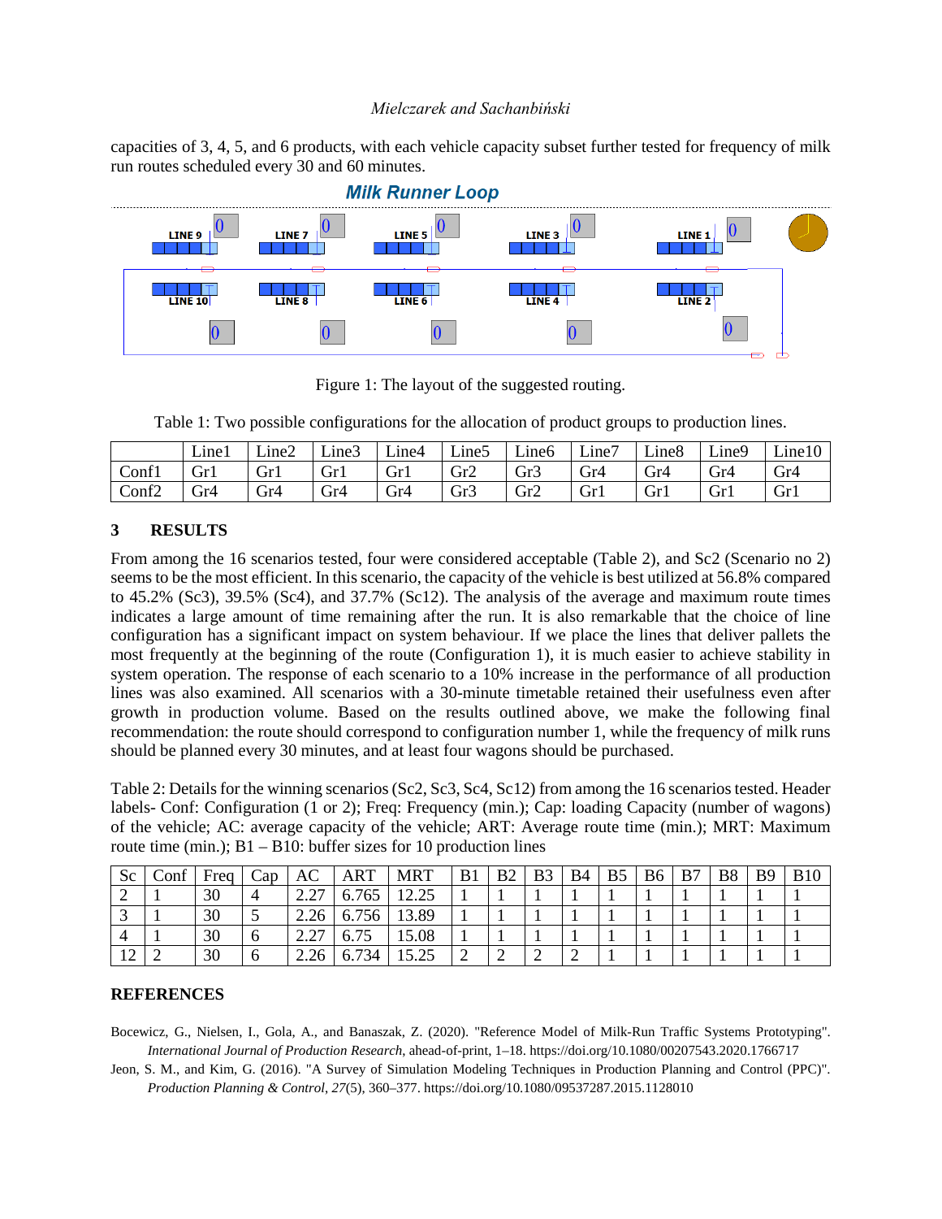capacities of 3, 4, 5, and 6 products, with each vehicle capacity subset further tested for frequency of milk run routes scheduled every 30 and 60 minutes.

Milk Runner Loop

LINE 9 LINE 7 LINE 5 LINE 3 LINE 1

LINE 10 LINE 8 LINE 6 LINE 4 LINE 2

Figure 1: The layout of the suggested routing.

Table 1: Two possible configurations for the allocation of product groups to production lines.

| | Line1 | Line2 | Line3 | Line4 | Line5 | Line6 | Line7 | Line8 | Line9 | Line10 |
|---|---|---|---|---|---|---|---|---|---|---|
| Conf1 | Gr1 | Gr1 | Gr1 | Gr1 | Gr2 | Gr3 | Gr4 | Gr4 | Gr4 | Gr4 |
| Conf2 | Gr4 | Gr4 | Gr4 | Gr4 | Gr3 | Gr2 | Gr1 | Gr1 | Gr1 | Gr1 |

## 3 RESULTS

From among the 16 scenarios tested, four were considered acceptable (Table 2), and Sc2 (Scenario no 2) seems to be the most efficient. In this scenario, the capacity of the vehicle is best utilized at 56.8% compared to 45.2% (Sc3), 39.5% (Sc4), and 37.7% (Sc12). The analysis of the average and maximum route times indicates a large amount of time remaining after the run. It is also remarkable that the choice of line configuration has a significant impact on system behaviour. If we place the lines that deliver pallets the most frequently at the beginning of the route (Configuration 1), it is much easier to achieve stability in system operation. The response of each scenario to a 10% increase in the performance of all production lines was also examined. All scenarios with a 30-minute timetable retained their usefulness even after growth in production volume. Based on the results outlined above, we make the following final recommendation: the route should correspond to configuration number 1, while the frequency of milk runs should be planned every 30 minutes, and at least four wagons should be purchased.

Table 2: Details for the winning scenarios (Sc2, Sc3, Sc4, Sc12) from among the 16 scenarios tested. Header labels- Conf: Configuration (1 or 2); Freq: Frequency (min.); Cap: loading Capacity (number of wagons) of the vehicle; AC: average capacity of the vehicle; ART: Average route time (min.); MRT: Maximum route time (min.); B1 – B10: buffer sizes for 10 production lines

| Sc | Conf | Freq | Cap | AC | ART | MRT | B1 | B2 | B3 | B4 | B5 | B6 | B7 | B8 | B9 | B10 |
|---|---|---|---|---|---|---|---|---|---|---|---|---|---|---|---|---|
| 2 | 1 | 30 | 4 | 2.27 | 6.765 | 12.25 | 1 | 1 | 1 | 1 | 1 | 1 | 1 | 1 | 1 | 1 |
| 3 | 1 | 30 | 5 | 2.26 | 6.756 | 13.89 | 1 | 1 | 1 | 1 | 1 | 1 | 1 | 1 | 1 | 1 |
| 4 | 1 | 30 | 6 | 2.27 | 6.75 | 15.08 | 1 | 1 | 1 | 1 | 1 | 1 | 1 | 1 | 1 | 1 |
| 12 | 2 | 30 | 6 | 2.26 | 6.734 | 15.25 | 2 | 2 | 2 | 2 | 1 | 1 | 1 | 1 | 1 | 1 |

## REFERENCES

Bocewicz, G., Nielsen, I., Gola, A., and Banaszak, Z. (2020). "Reference Model of Milk-Run Traffic Systems Prototyping". *International Journal of Production Research*, ahead-of-print, 1–18. https://doi.org/10.1080/00207543.2020.1766717

Jeon, S. M., and Kim, G. (2016). "A Survey of Simulation Modeling Techniques in Production Planning and Control (PPC)". *Production Planning & Control*, *27*(5), 360–377. https://doi.org/10.1080/09537287.2015.1128010